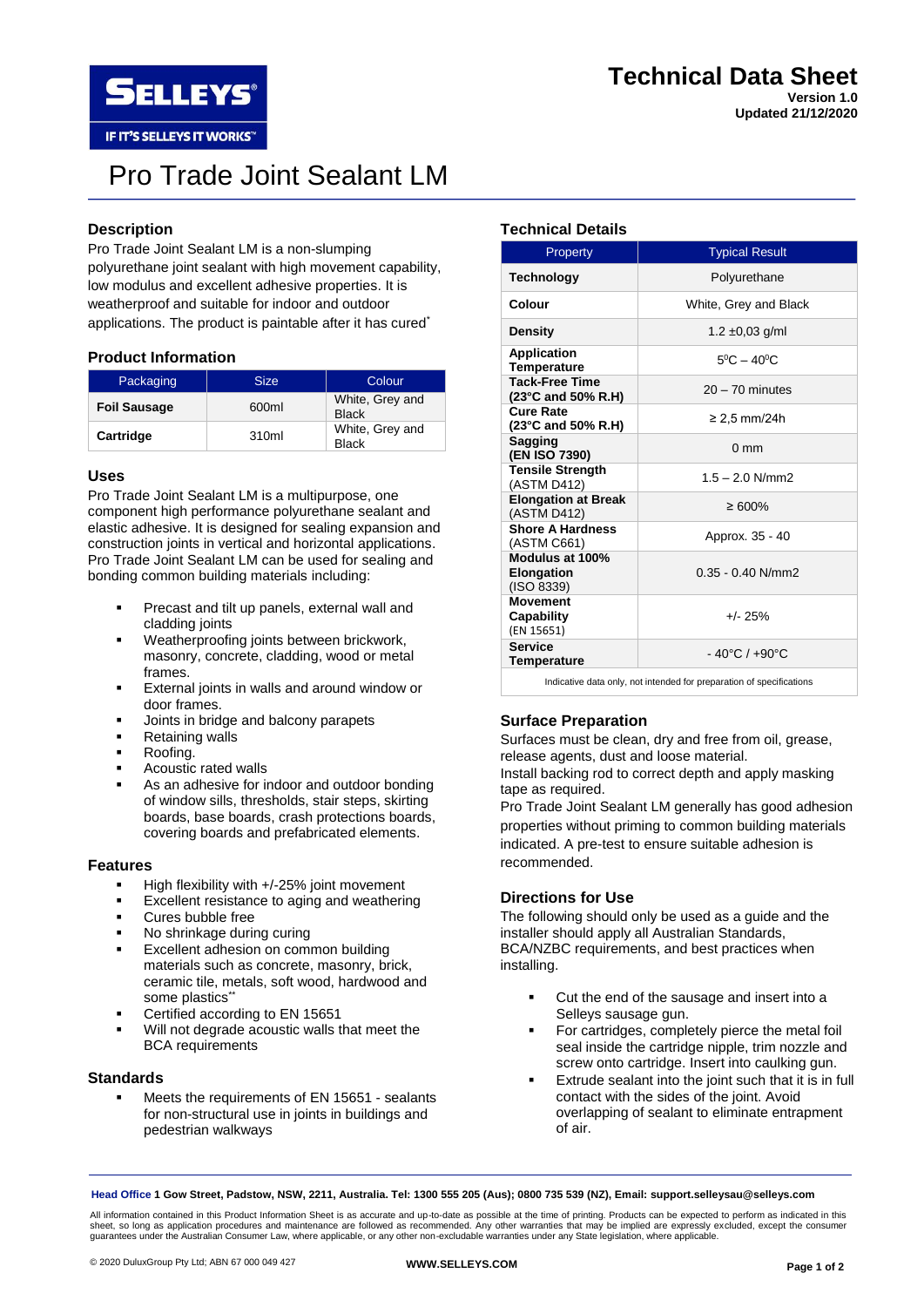# Technical Data Sheet

**Version 1.0**
**Updated 21/12/2020**

# Pro Trade Joint Sealant LM

## Description

Pro Trade Joint Sealant LM is a non-slumping polyurethane joint sealant with high movement capability, low modulus and excellent adhesive properties. It is weatherproof and suitable for indoor and outdoor applications. The product is paintable after it has cured*

## Product Information

| Packaging | Size | Colour |
|---|---|---|
| **Foil Sausage** | 600ml | White, Grey and Black |
| **Cartridge** | 310ml | White, Grey and Black |

## Uses

Pro Trade Joint Sealant LM is a multipurpose, one component high performance polyurethane sealant and elastic adhesive. It is designed for sealing expansion and construction joints in vertical and horizontal applications. Pro Trade Joint Sealant LM can be used for sealing and bonding common building materials including:

- Precast and tilt up panels, external wall and cladding joints
- Weatherproofing joints between brickwork, masonry, concrete, cladding, wood or metal frames.
- External joints in walls and around window or door frames.
- Joints in bridge and balcony parapets
- Retaining walls
- Roofing.
- Acoustic rated walls
- As an adhesive for indoor and outdoor bonding of window sills, thresholds, stair steps, skirting boards, base boards, crash protections boards, covering boards and prefabricated elements.

## Features

- High flexibility with +/-25% joint movement
- Excellent resistance to aging and weathering
- Cures bubble free
- No shrinkage during curing
- Excellent adhesion on common building materials such as concrete, masonry, brick, ceramic tile, metals, soft wood, hardwood and some plastics**
- Certified according to EN 15651
- Will not degrade acoustic walls that meet the BCA requirements

## Standards

- Meets the requirements of EN 15651 - sealants for non-structural use in joints in buildings and pedestrian walkways

## Technical Details

| Property | Typical Result |
|---|---|
| **Technology** | Polyurethane |
| **Colour** | White, Grey and Black |
| **Density** | 1.2 ±0,03 g/ml |
| **Application Temperature** | $5^0$C – $40^0$C |
| **Tack-Free Time (23°C and 50% R.H)** | 20 – 70 minutes |
| **Cure Rate (23°C and 50% R.H)** | ≥ 2,5 mm/24h |
| **Sagging (EN ISO 7390)** | 0 mm |
| **Tensile Strength** (ASTM D412) | 1.5 – 2.0 N/mm2 |
| **Elongation at Break** (ASTM D412) | ≥ 600% |
| **Shore A Hardness** (ASTM C661) | Approx. 35 - 40 |
| **Modulus at 100% Elongation** (ISO 8339) | 0.35 - 0.40 N/mm2 |
| **Movement Capability** (EN 15651) | +/- 25% |
| **Service Temperature** | - 40°C / +90°C |

Indicative data only, not intended for preparation of specifications

## Surface Preparation

Surfaces must be clean, dry and free from oil, grease, release agents, dust and loose material.
Install backing rod to correct depth and apply masking tape as required.
Pro Trade Joint Sealant LM generally has good adhesion properties without priming to common building materials indicated. A pre-test to ensure suitable adhesion is recommended.

## Directions for Use

The following should only be used as a guide and the installer should apply all Australian Standards, BCA/NZBC requirements, and best practices when installing.

- Cut the end of the sausage and insert into a Selleys sausage gun.
- For cartridges, completely pierce the metal foil seal inside the cartridge nipple, trim nozzle and screw onto cartridge. Insert into caulking gun.
- Extrude sealant into the joint such that it is in full contact with the sides of the joint. Avoid overlapping of sealant to eliminate entrapment of air.

**Head Office 1 Gow Street, Padstow, NSW, 2211, Australia. Tel: 1300 555 205 (Aus); 0800 735 539 (NZ), Email: support.selleysau@selleys.com**

All information contained in this Product Information Sheet is as accurate and up-to-date as possible at the time of printing. Products can be expected to perform as indicated in this sheet, so long as application procedures and maintenance are followed as recommended. Any other warranties that may be implied are expressly excluded, except the consumer guarantees under the Australian Consumer Law, where applicable, or any other non-excludable warranties under any State legislation, where applicable.

© 2020 DuluxGroup Pty Ltd; ABN 67 000 049 427

**WWW.SELLEYS.COM**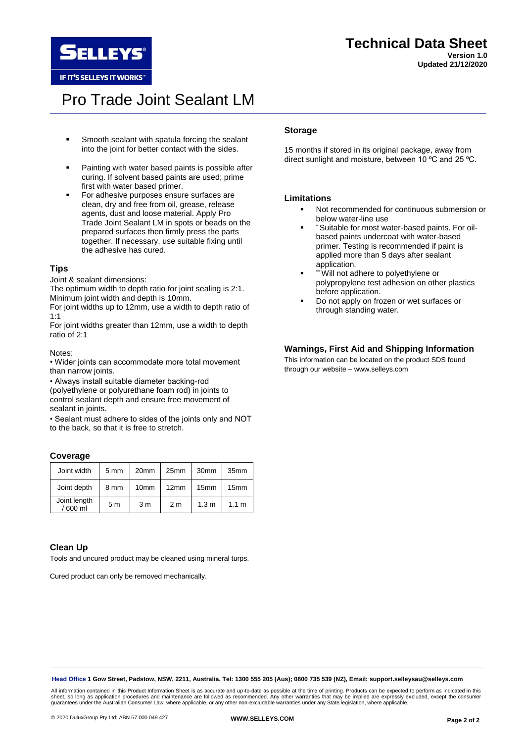# Pro Trade Joint Sealant LM

- Smooth sealant with spatula forcing the sealant into the joint for better contact with the sides.
- Painting with water based paints is possible after curing. If solvent based paints are used; prime first with water based primer.
- For adhesive purposes ensure surfaces are clean, dry and free from oil, grease, release agents, dust and loose material. Apply Pro Trade Joint Sealant LM in spots or beads on the prepared surfaces then firmly press the parts together. If necessary, use suitable fixing until the adhesive has cured.

## Tips

Joint & sealant dimensions:

The optimum width to depth ratio for joint sealing is 2:1. Minimum joint width and depth is 10mm.

For joint widths up to 12mm, use a width to depth ratio of 1:1

For joint widths greater than 12mm, use a width to depth ratio of 2:1

Notes:

• Wider joints can accommodate more total movement than narrow joints.

• Always install suitable diameter backing-rod (polyethylene or polyurethane foam rod) in joints to control sealant depth and ensure free movement of sealant in joints.

• Sealant must adhere to sides of the joints only and NOT to the back, so that it is free to stretch.

## Coverage

| | | | | | |
|---|---|---|---|---|---|
| Joint width | 5 mm | 20mm | 25mm | 30mm | 35mm |
| Joint depth | 8 mm | 10mm | 12mm | 15mm | 15mm |
| Joint length / 600 ml | 5 m | 3 m | 2 m | 1.3 m | 1.1 m |

## Clean Up

Tools and uncured product may be cleaned using mineral turps.

Cured product can only be removed mechanically.

## Storage

15 months if stored in its original package, away from direct sunlight and moisture, between 10 ºC and 25 ºC.

## Limitations

- Not recommended for continuous submersion or below water-line use
- * Suitable for most water-based paints. For oil-based paints undercoat with water-based primer. Testing is recommended if paint is applied more than 5 days after sealant application.
- ** Will not adhere to polyethylene or polypropylene test adhesion on other plastics before application.
- Do not apply on frozen or wet surfaces or through standing water.

## Warnings, First Aid and Shipping Information

This information can be located on the product SDS found through our website – www.selleys.com

**Head Office 1 Gow Street, Padstow, NSW, 2211, Australia. Tel: 1300 555 205 (Aus); 0800 735 539 (NZ), Email: support.selleysau@selleys.com**

All information contained in this Product Information Sheet is as accurate and up-to-date as possible at the time of printing. Products can be expected to perform as indicated in this sheet, so long as application procedures and maintenance are followed as recommended. Any other warranties that may be implied are expressly excluded, except the consumer guarantees under the Australian Consumer Law, where applicable, or any other non-excludable warranties under any State legislation, where applicable.

© 2020 DuluxGroup Pty Ltd; ABN 67 000 049 427

**WWW.SELLEYS.COM**